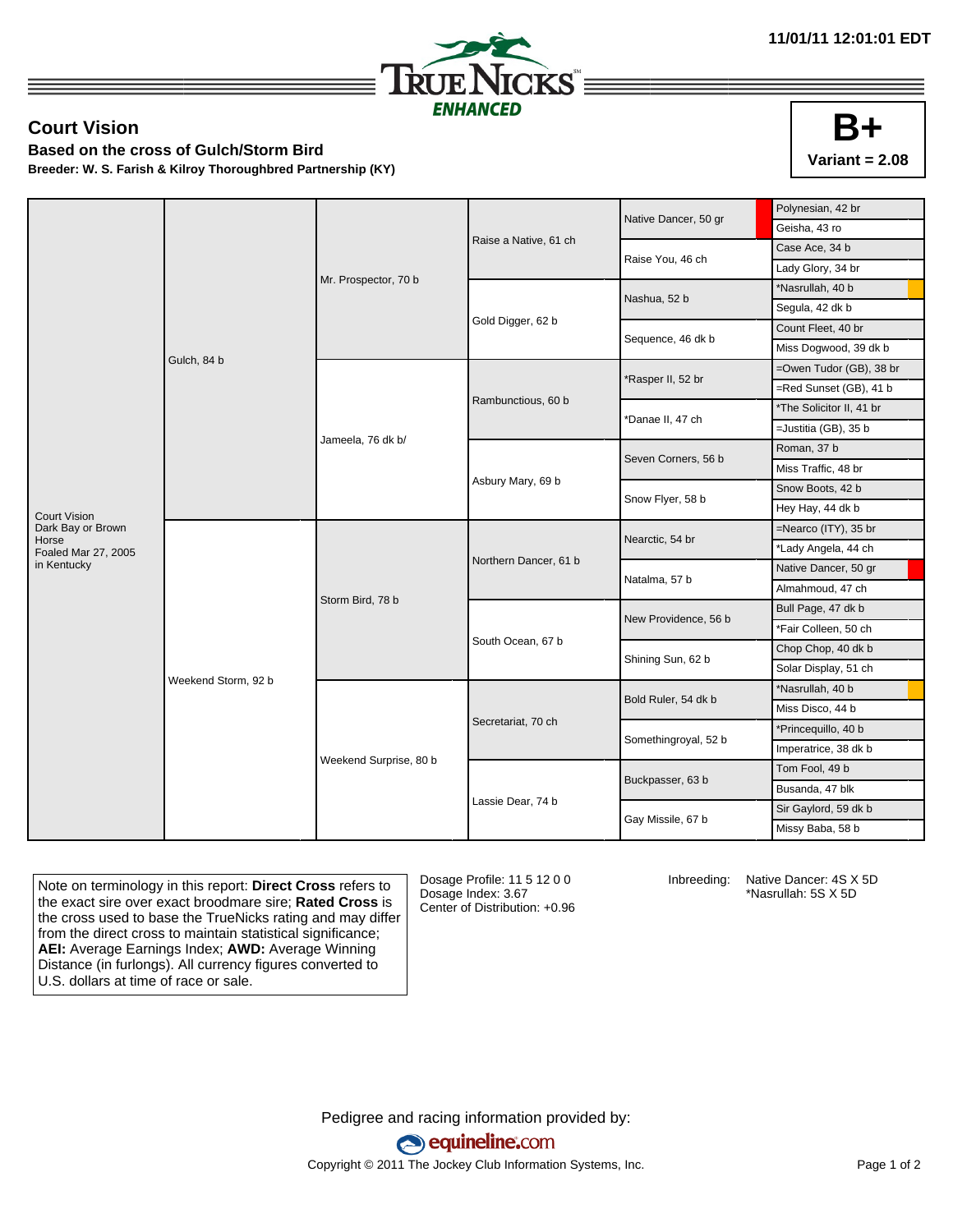11/01/11 12:01:01 EDT

TRUENICKS ENHANCED

## Court Vision

### Based on the cross of Gulch/Storm Bird

**Breeder: W. S. Farish & Kilroy Thoroughbred Partnership (KY)**

**B+**
**Variant = 2.08**

| | | | | | |
|---|---|---|---|---|---|
| Court Vision<br>Dark Bay or Brown Horse<br>Foaled Mar 27, 2005<br>in Kentucky | Gulch, 84 b | Mr. Prospector, 70 b | Raise a Native, 61 ch | Native Dancer, 50 gr | Polynesian, 42 br |
| | | | | | Geisha, 43 ro |
| | | | | Raise You, 46 ch | Case Ace, 34 b |
| | | | | | Lady Glory, 34 br |
| | | | Gold Digger, 62 b | Nashua, 52 b | *Nasrullah, 40 b |
| | | | | | Segula, 42 dk b |
| | | | | Sequence, 46 dk b | Count Fleet, 40 br |
| | | | | | Miss Dogwood, 39 dk b |
| | | Jameela, 76 dk b/ | Rambunctious, 60 b | *Rasper II, 52 br | =Owen Tudor (GB), 38 br |
| | | | | | =Red Sunset (GB), 41 b |
| | | | | *Danae II, 47 ch | *The Solicitor II, 41 br |
| | | | | | =Justitia (GB), 35 b |
| | | | Asbury Mary, 69 b | Seven Corners, 56 b | Roman, 37 b |
| | | | | | Miss Traffic, 48 br |
| | | | | Snow Flyer, 58 b | Snow Boots, 42 b |
| | | | | | Hey Hay, 44 dk b |
| | Weekend Storm, 92 b | Storm Bird, 78 b | Northern Dancer, 61 b | Nearctic, 54 br | =Nearco (ITY), 35 br |
| | | | | | *Lady Angela, 44 ch |
| | | | | Natalma, 57 b | Native Dancer, 50 gr |
| | | | | | Almahmoud, 47 ch |
| | | | South Ocean, 67 b | New Providence, 56 b | Bull Page, 47 dk b |
| | | | | | *Fair Colleen, 50 ch |
| | | | | Shining Sun, 62 b | Chop Chop, 40 dk b |
| | | | | | Solar Display, 51 ch |
| | | Weekend Surprise, 80 b | Secretariat, 70 ch | Bold Ruler, 54 dk b | *Nasrullah, 40 b |
| | | | | | Miss Disco, 44 b |
| | | | | Somethingroyal, 52 b | *Princequillo, 40 b |
| | | | | | Imperatrice, 38 dk b |
| | | | Lassie Dear, 74 b | Buckpasser, 63 b | Tom Fool, 49 b |
| | | | | | Busanda, 47 blk |
| | | | | Gay Missile, 67 b | Sir Gaylord, 59 dk b |
| | | | | | Missy Baba, 58 b |

Note on terminology in this report: **Direct Cross** refers to the exact sire over exact broodmare sire; **Rated Cross** is the cross used to base the TrueNicks rating and may differ from the direct cross to maintain statistical significance; **AEI:** Average Earnings Index; **AWD:** Average Winning Distance (in furlongs). All currency figures converted to U.S. dollars at time of race or sale.

Dosage Profile: 11 5 12 0 0
Dosage Index: 3.67
Center of Distribution: +0.96

Inbreeding: Native Dancer: 4S X 5D
*Nasrullah: 5S X 5D

Pedigree and racing information provided by:
equineline.com
Copyright © 2011 The Jockey Club Information Systems, Inc.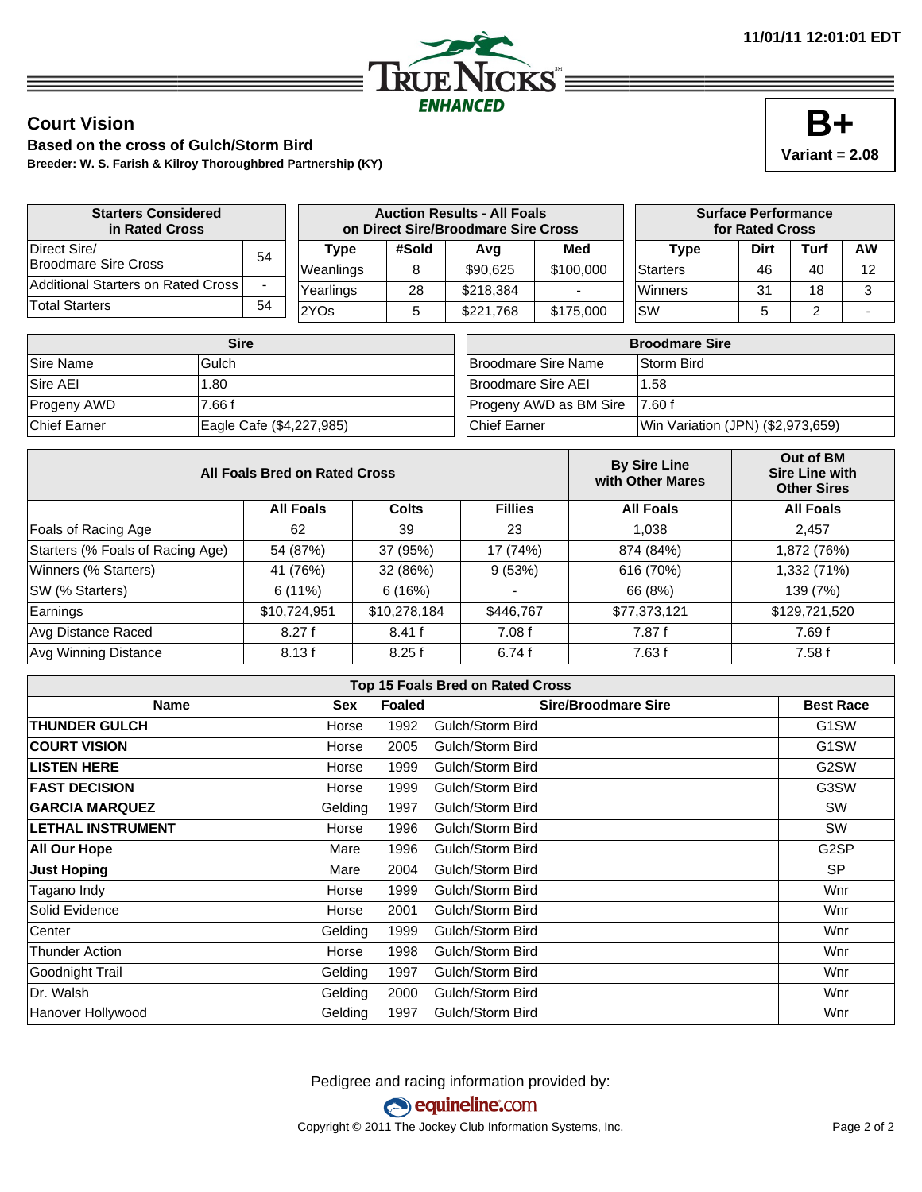11/01/11 12:01:01 EDT

TRUE NICKS ENHANCED

## Court Vision

**Based on the cross of Gulch/Storm Bird**

**Breeder: W. S. Farish & Kilroy Thoroughbred Partnership (KY)**

**B+**
**Variant = 2.08**

| Starters Considered in Rated Cross | |
|---|---|
| Direct Sire/ Broodmare Sire Cross | 54 |
| Additional Starters on Rated Cross | - |
| Total Starters | 54 |

| Auction Results - All Foals on Direct Sire/Broodmare Sire Cross | | | |
|---|---|---|---|
| **Type** | **#Sold** | **Avg** | **Med** |
| Weanlings | 8 | $90,625 | $100,000 |
| Yearlings | 28 | $218,384 | - |
| 2YOs | 5 | $221,768 | $175,000 |

| Surface Performance for Rated Cross | | | |
|---|---|---|---|
| **Type** | **Dirt** | **Turf** | **AW** |
| Starters | 46 | 40 | 12 |
| Winners | 31 | 18 | 3 |
| SW | 5 | 2 | - |

| Sire | |
|---|---|
| Sire Name | Gulch |
| Sire AEI | 1.80 |
| Progeny AWD | 7.66 f |
| Chief Earner | Eagle Cafe ($4,227,985) |

| Broodmare Sire | |
|---|---|
| Broodmare Sire Name | Storm Bird |
| Broodmare Sire AEI | 1.58 |
| Progeny AWD as BM Sire | 7.60 f |
| Chief Earner | Win Variation (JPN) ($2,973,659) |

| All Foals Bred on Rated Cross | | | | By Sire Line with Other Mares | Out of BM Sire Line with Other Sires |
|---|---|---|---|---|---|
| | **All Foals** | **Colts** | **Fillies** | **All Foals** | **All Foals** |
| Foals of Racing Age | 62 | 39 | 23 | 1,038 | 2,457 |
| Starters (% Foals of Racing Age) | 54 (87%) | 37 (95%) | 17 (74%) | 874 (84%) | 1,872 (76%) |
| Winners (% Starters) | 41 (76%) | 32 (86%) | 9 (53%) | 616 (70%) | 1,332 (71%) |
| SW (% Starters) | 6 (11%) | 6 (16%) | - | 66 (8%) | 139 (7%) |
| Earnings | $10,724,951 | $10,278,184 | $446,767 | $77,373,121 | $129,721,520 |
| Avg Distance Raced | 8.27 f | 8.41 f | 7.08 f | 7.87 f | 7.69 f |
| Avg Winning Distance | 8.13 f | 8.25 f | 6.74 f | 7.63 f | 7.58 f |

| Top 15 Foals Bred on Rated Cross | | | | |
|---|---|---|---|---|
| **Name** | **Sex** | **Foaled** | **Sire/Broodmare Sire** | **Best Race** |
| **THUNDER GULCH** | Horse | 1992 | Gulch/Storm Bird | G1SW |
| **COURT VISION** | Horse | 2005 | Gulch/Storm Bird | G1SW |
| **LISTEN HERE** | Horse | 1999 | Gulch/Storm Bird | G2SW |
| **FAST DECISION** | Horse | 1999 | Gulch/Storm Bird | G3SW |
| **GARCIA MARQUEZ** | Gelding | 1997 | Gulch/Storm Bird | SW |
| **LETHAL INSTRUMENT** | Horse | 1996 | Gulch/Storm Bird | SW |
| **All Our Hope** | Mare | 1996 | Gulch/Storm Bird | G2SP |
| **Just Hoping** | Mare | 2004 | Gulch/Storm Bird | SP |
| Tagano Indy | Horse | 1999 | Gulch/Storm Bird | Wnr |
| Solid Evidence | Horse | 2001 | Gulch/Storm Bird | Wnr |
| Center | Gelding | 1999 | Gulch/Storm Bird | Wnr |
| Thunder Action | Horse | 1998 | Gulch/Storm Bird | Wnr |
| Goodnight Trail | Gelding | 1997 | Gulch/Storm Bird | Wnr |
| Dr. Walsh | Gelding | 2000 | Gulch/Storm Bird | Wnr |
| Hanover Hollywood | Gelding | 1997 | Gulch/Storm Bird | Wnr |

Pedigree and racing information provided by:

equineline.com

Copyright © 2011 The Jockey Club Information Systems, Inc.